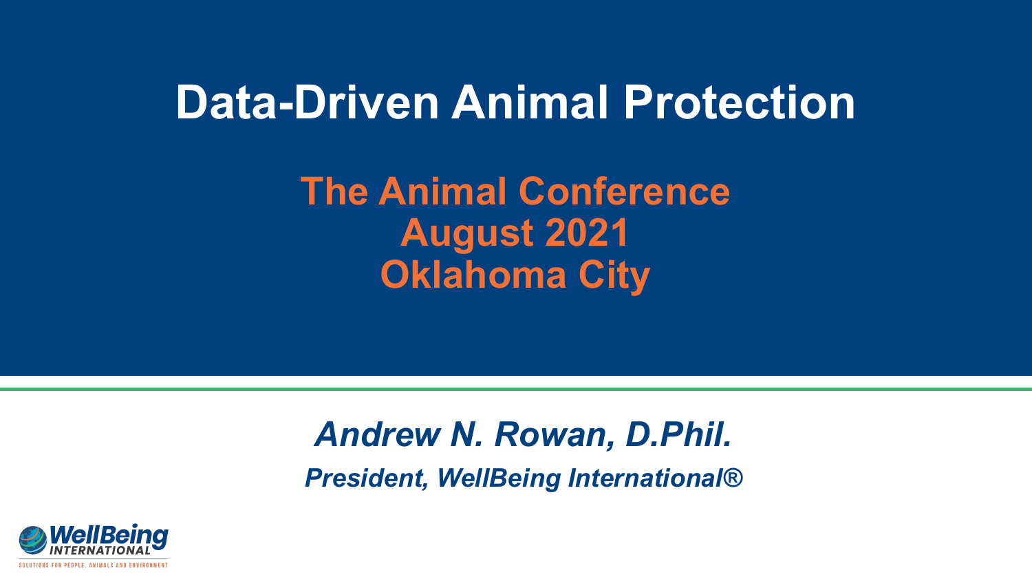# Data-Driven Animal Protection

## The Animal Conference
## August 2021
## Oklahoma City

***Andrew N. Rowan, D.Phil.***

***President, WellBeing International®***

WellBeing INTERNATIONAL

SOLUTIONS FOR PEOPLE, ANIMALS AND ENVIRONMENT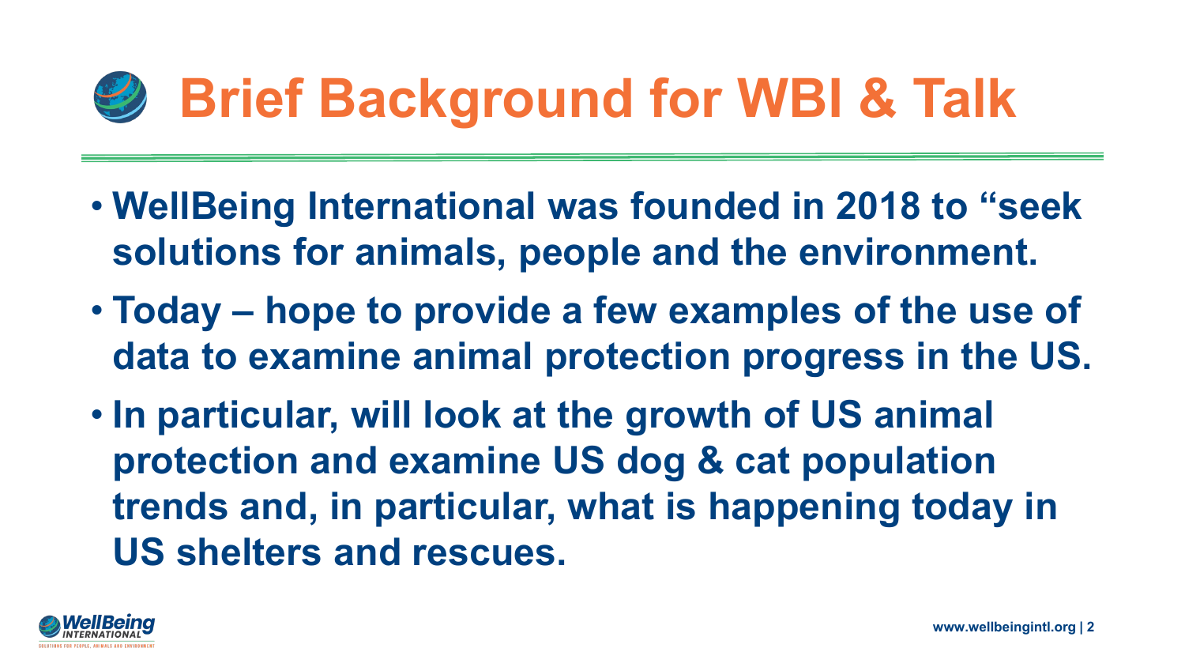# Brief Background for WBI & Talk

- **WellBeing International was founded in 2018 to "seek solutions for animals, people and the environment.**
- **Today – hope to provide a few examples of the use of data to examine animal protection progress in the US.**
- **In particular, will look at the growth of US animal protection and examine US dog & cat population trends and, in particular, what is happening today in US shelters and rescues.**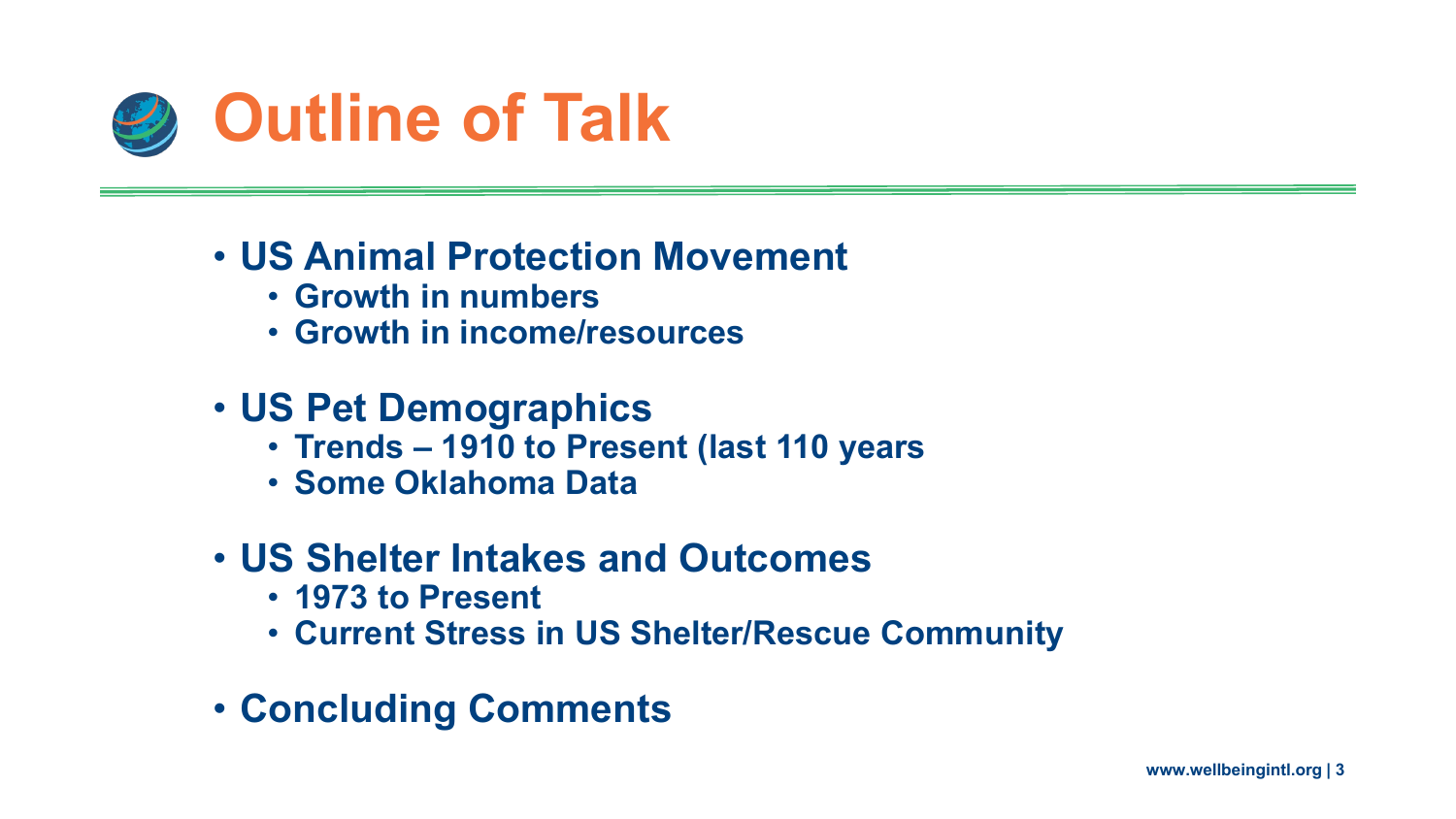# Outline of Talk

- **US Animal Protection Movement**
  - **Growth in numbers**
  - **Growth in income/resources**
- **US Pet Demographics**
  - **Trends – 1910 to Present (last 110 years**
  - **Some Oklahoma Data**
- **US Shelter Intakes and Outcomes**
  - **1973 to Present**
  - **Current Stress in US Shelter/Rescue Community**
- **Concluding Comments**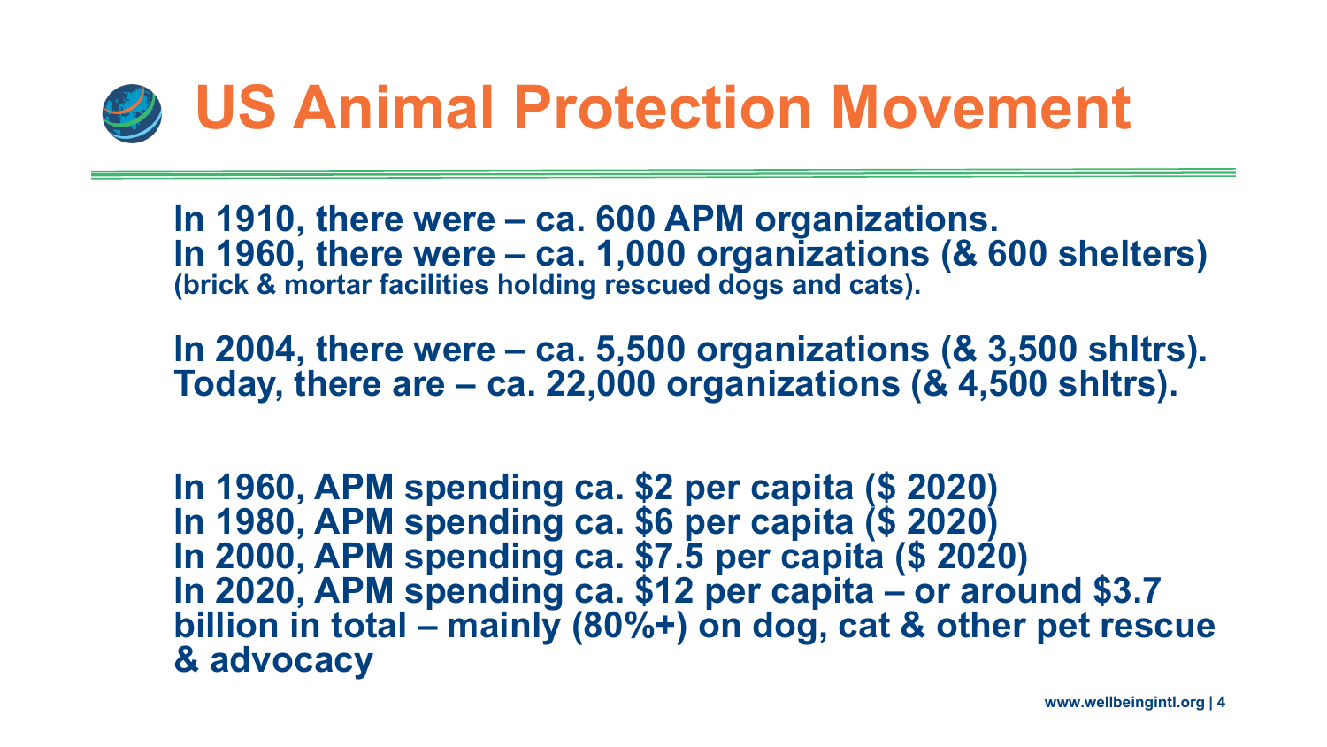# US Animal Protection Movement

**In 1910, there were – ca. 600 APM organizations.**
**In 1960, there were – ca. 1,000 organizations (& 600 shelters)**
**(brick & mortar facilities holding rescued dogs and cats).**

**In 2004, there were – ca. 5,500 organizations (& 3,500 shltrs).**
**Today, there are – ca. 22,000 organizations (& 4,500 shltrs).**

**In 1960, APM spending ca. $2 per capita ($ 2020)**
**In 1980, APM spending ca. $6 per capita ($ 2020)**
**In 2000, APM spending ca. $7.5 per capita ($ 2020)**
**In 2020, APM spending ca. $12 per capita – or around $3.7 billion in total – mainly (80%+) on dog, cat & other pet rescue & advocacy**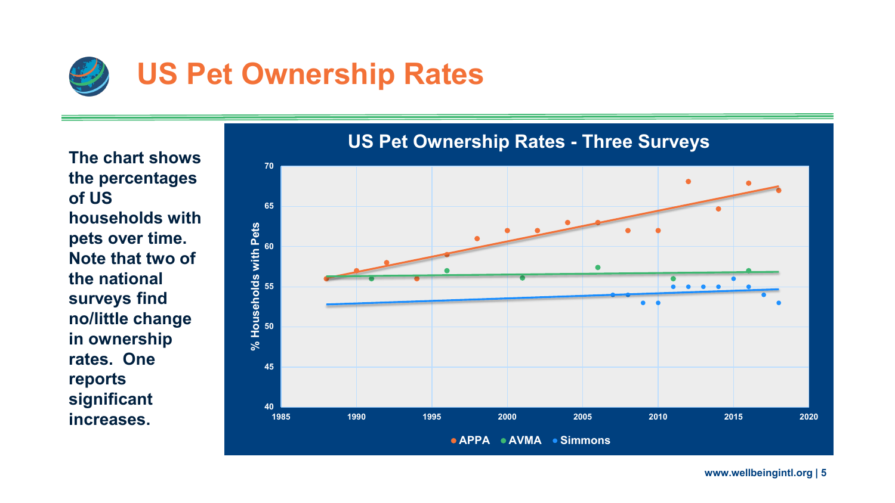# US Pet Ownership Rates

**The chart shows the percentages of US households with pets over time. Note that two of the national surveys find no/little change in ownership rates. One reports significant increases.**

**US Pet Ownership Rates - Three Surveys**

% Households with Pets (40–70) vs. year (1985–2020)

● APPA ● AVMA ● Simmons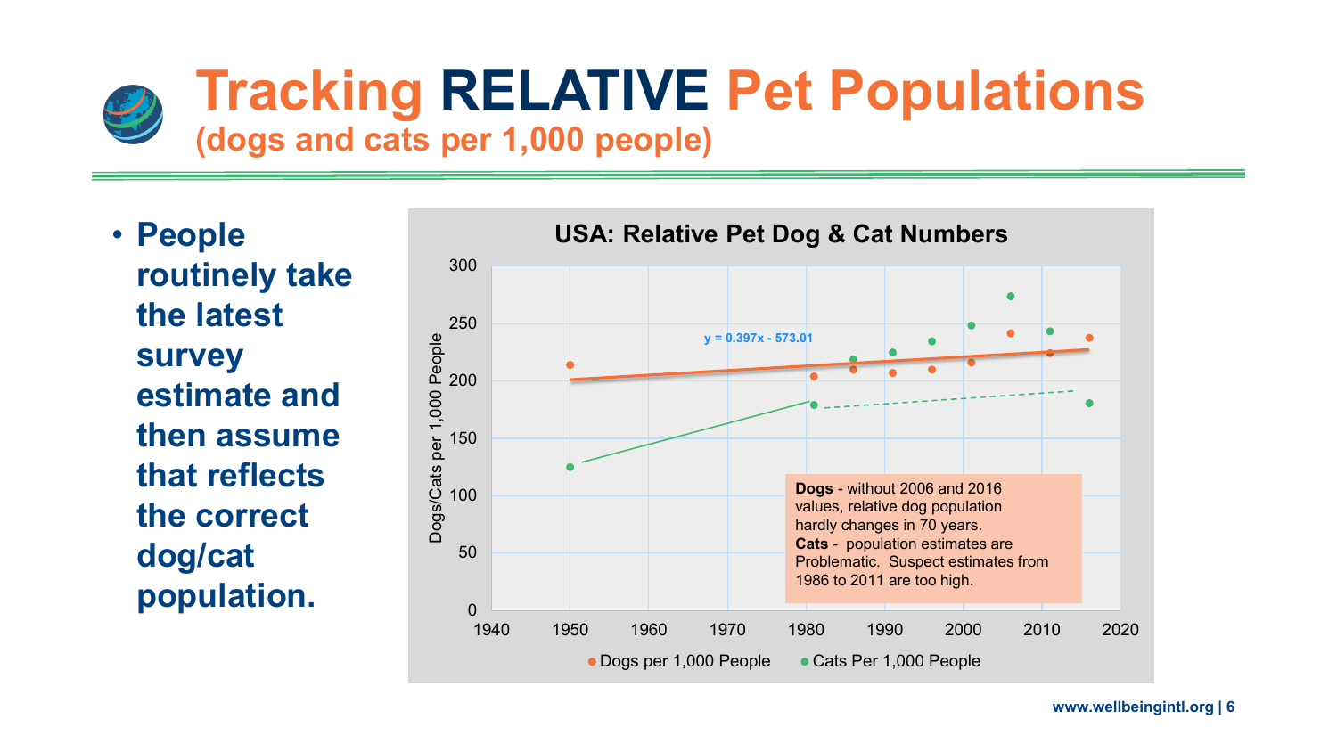# Tracking RELATIVE Pet Populations

## (dogs and cats per 1,000 people)

- **People routinely take the latest survey estimate and then assume that reflects the correct dog/cat population.**

**USA: Relative Pet Dog & Cat Numbers**

$y = 0.397x - 573.01$

**Dogs** - without 2006 and 2016 values, relative dog population hardly changes in 70 years.
**Cats** - population estimates are Problematic. Suspect estimates from 1986 to 2011 are too high.

Dogs/Cats per 1,000 People

● Dogs per 1,000 People ● Cats Per 1,000 People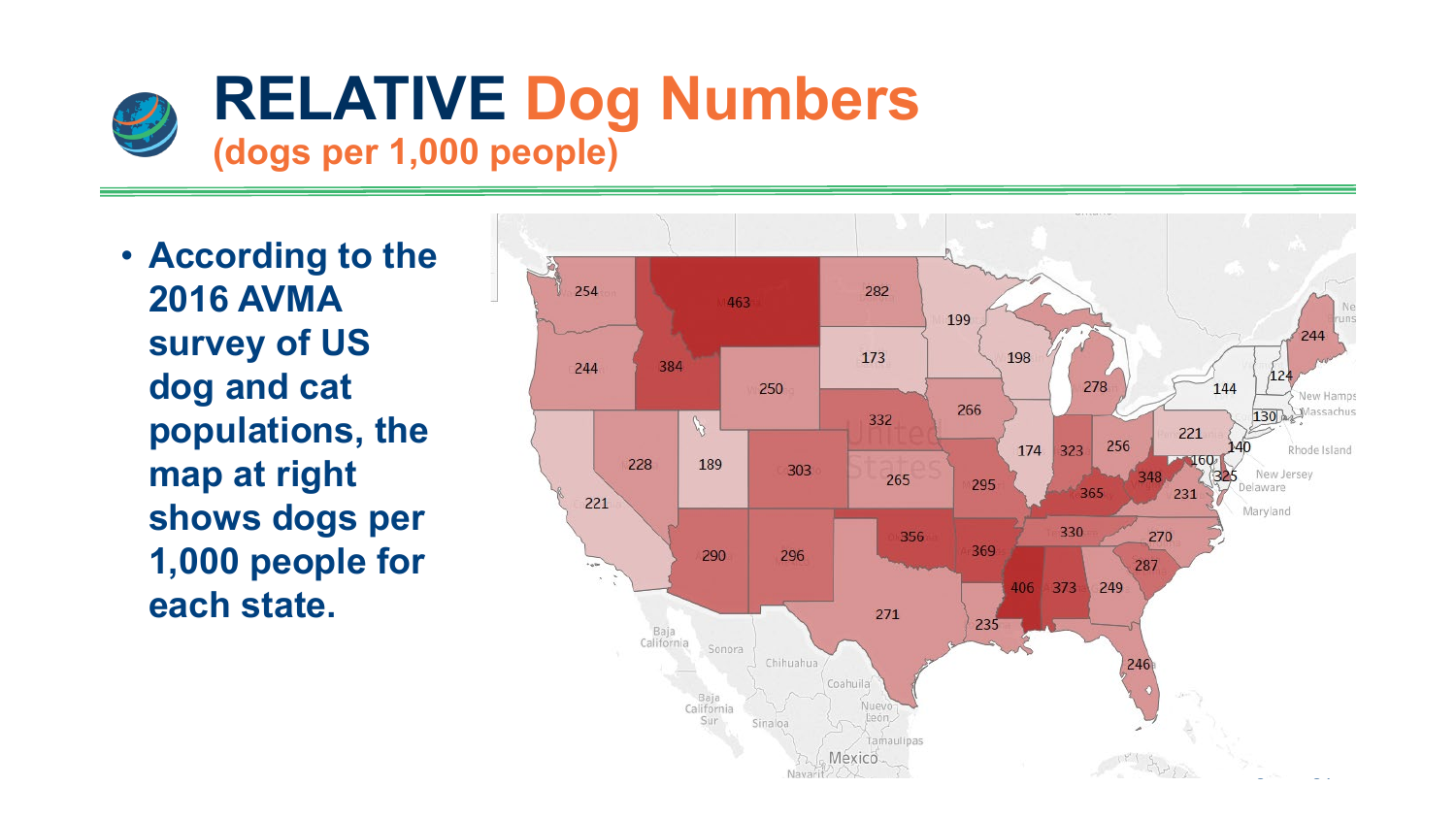# RELATIVE Dog Numbers
## (dogs per 1,000 people)

- **According to the 2016 AVMA survey of US dog and cat populations, the map at right shows dogs per 1,000 people for each state.**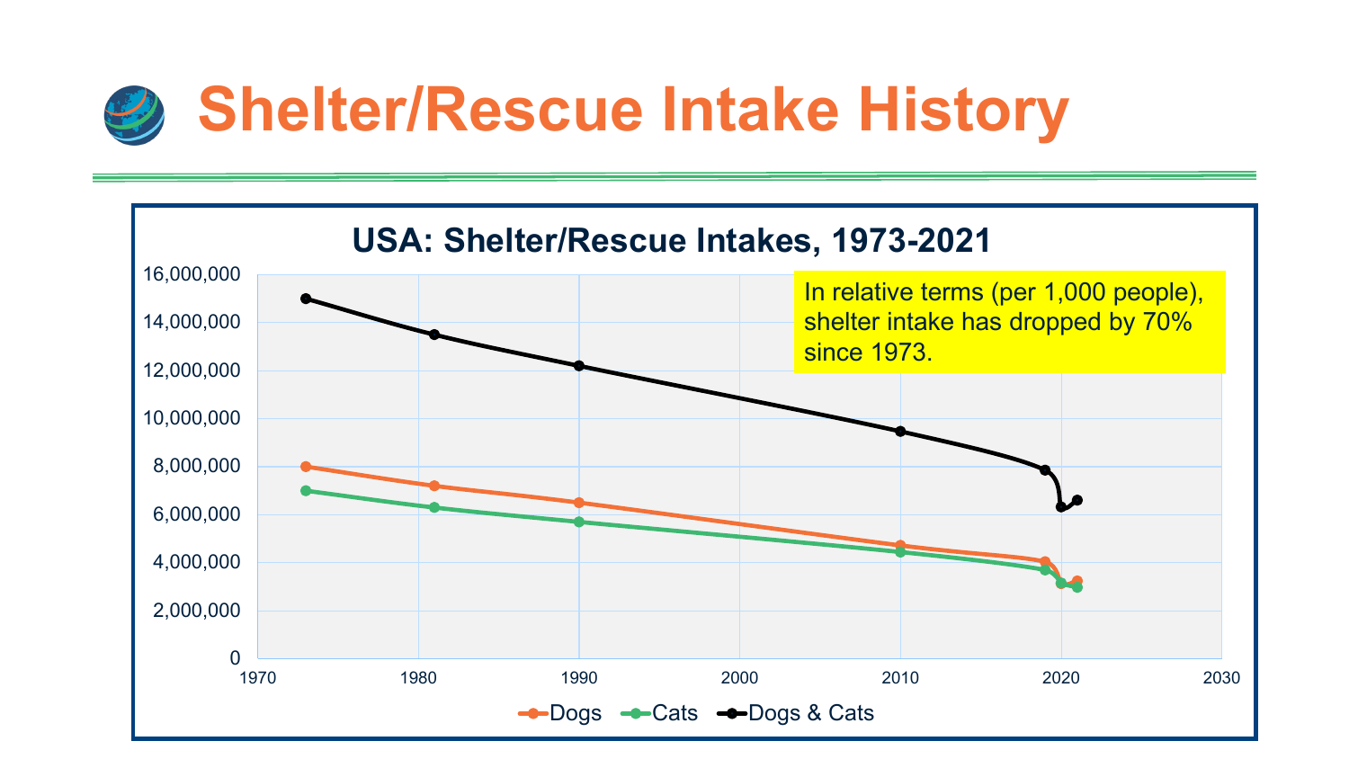# Shelter/Rescue Intake History

**USA: Shelter/Rescue Intakes, 1973-2021**

In relative terms (per 1,000 people), shelter intake has dropped by 70% since 1973.

Legend: Dogs, Cats, Dogs & Cats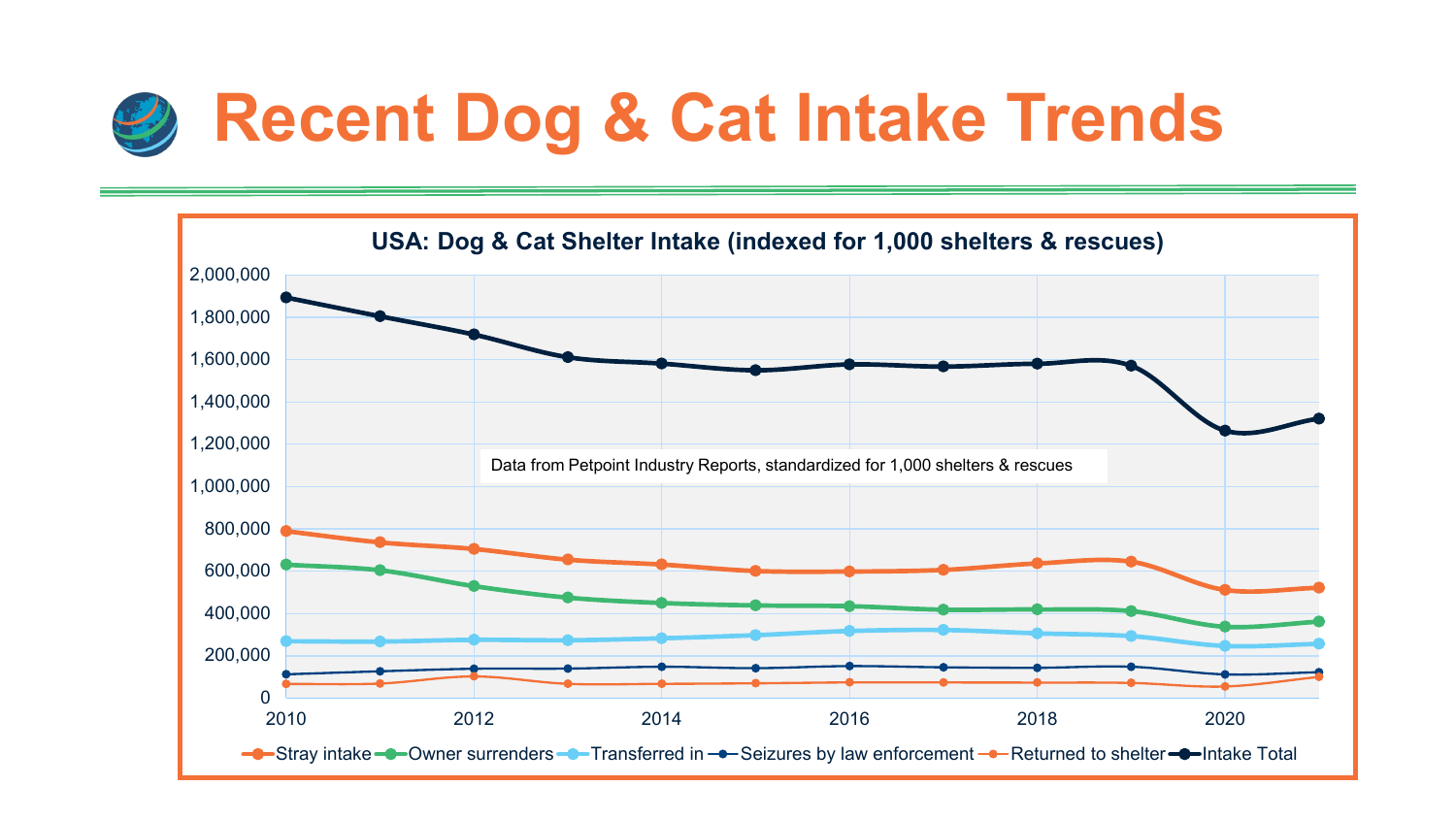# Recent Dog & Cat Intake Trends

**USA: Dog & Cat Shelter Intake (indexed for 1,000 shelters & rescues)**

Data from Petpoint Industry Reports, standardized for 1,000 shelters & rescues

Legend: Stray intake, Owner surrenders, Transferred in, Seizures by law enforcement, Returned to shelter, Intake Total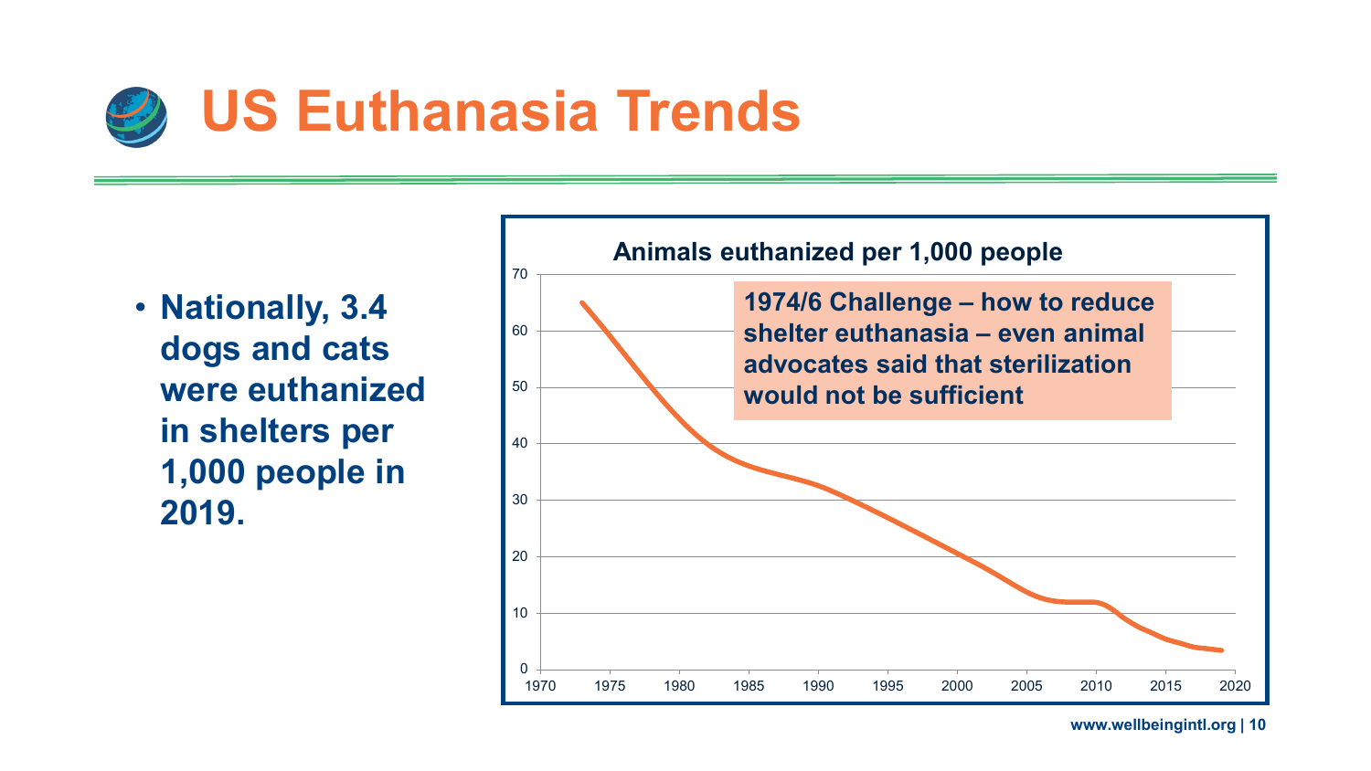# US Euthanasia Trends

- **Nationally, 3.4 dogs and cats were euthanized in shelters per 1,000 people in 2019.**

**Animals euthanized per 1,000 people**

**1974/6 Challenge – how to reduce shelter euthanasia – even animal advocates said that sterilization would not be sufficient**

www.wellbeingintl.org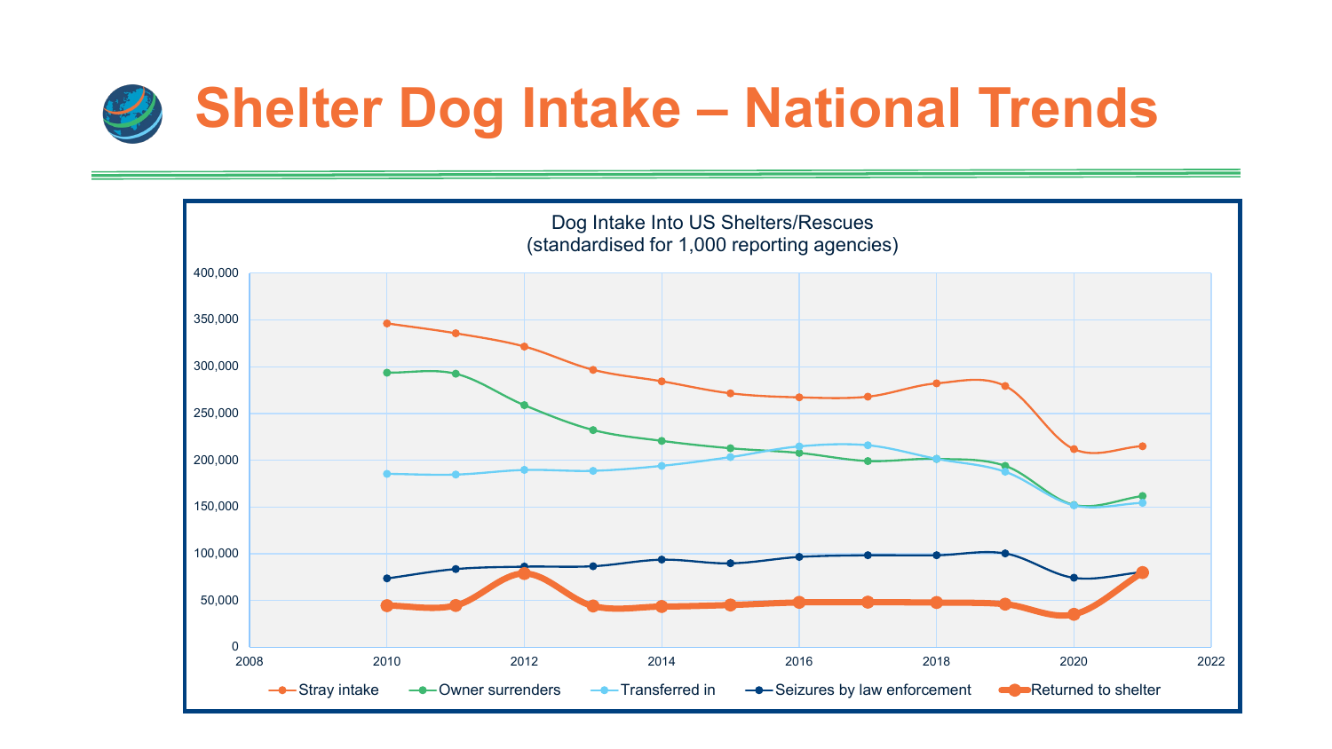# Shelter Dog Intake – National Trends

Dog Intake Into US Shelters/Rescues
(standardised for 1,000 reporting agencies)

400,000
350,000
300,000
250,000
200,000
150,000
100,000
50,000
0

2008 2010 2012 2014 2016 2018 2020 2022

Stray intake | Owner surrenders | Transferred in | Seizures by law enforcement | Returned to shelter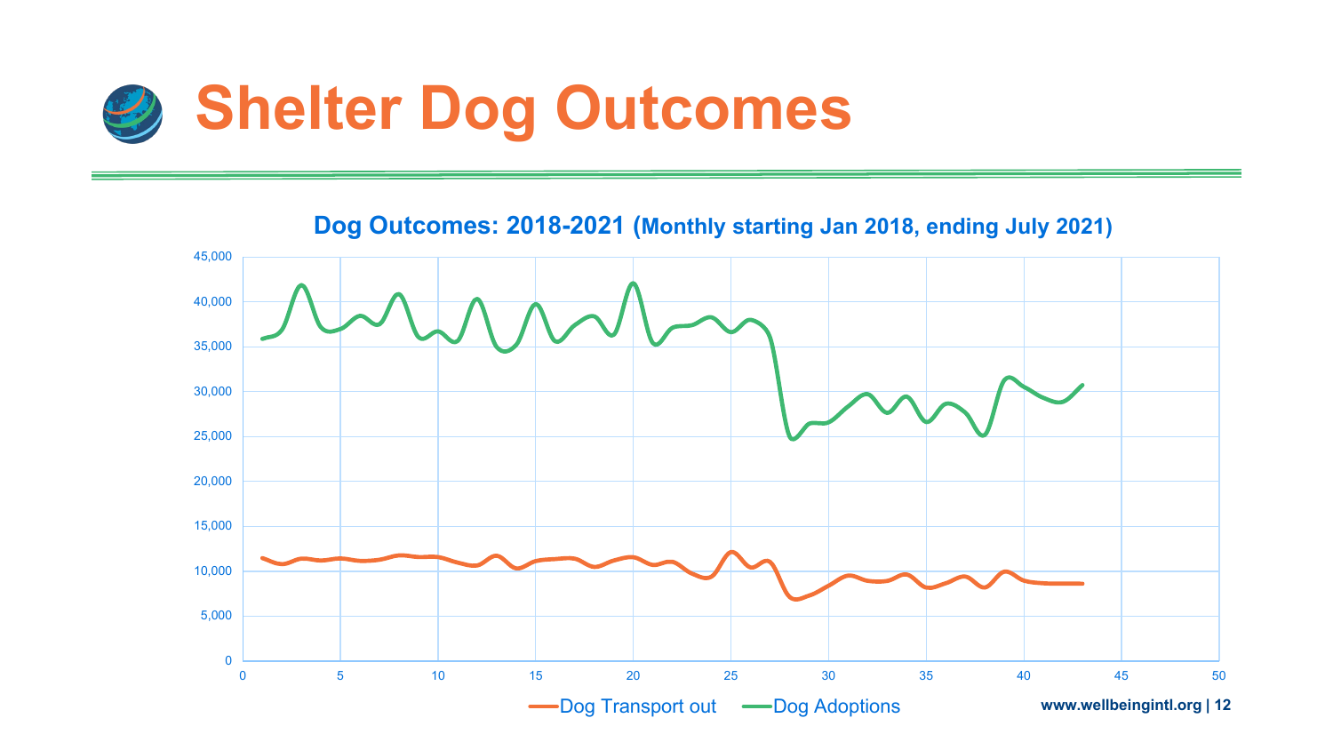# Shelter Dog Outcomes

**Dog Outcomes: 2018-2021 (Monthly starting Jan 2018, ending July 2021)**

Dog Transport out — Dog Adoptions

www.wellbeingintl.org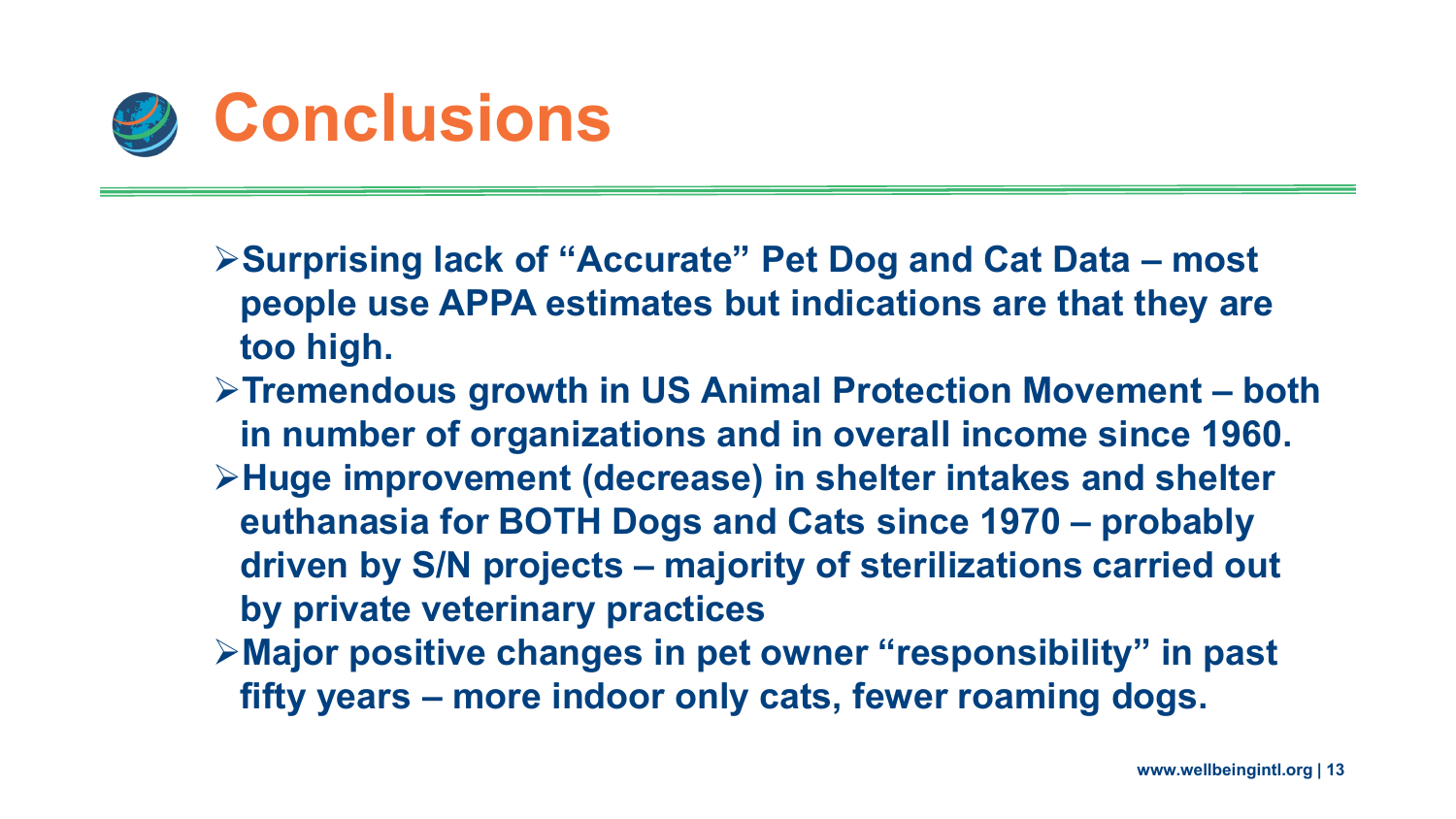# Conclusions

- **Surprising lack of "Accurate" Pet Dog and Cat Data – most people use APPA estimates but indications are that they are too high.**
- **Tremendous growth in US Animal Protection Movement – both in number of organizations and in overall income since 1960.**
- **Huge improvement (decrease) in shelter intakes and shelter euthanasia for BOTH Dogs and Cats since 1970 – probably driven by S/N projects – majority of sterilizations carried out by private veterinary practices**
- **Major positive changes in pet owner "responsibility" in past fifty years – more indoor only cats, fewer roaming dogs.**